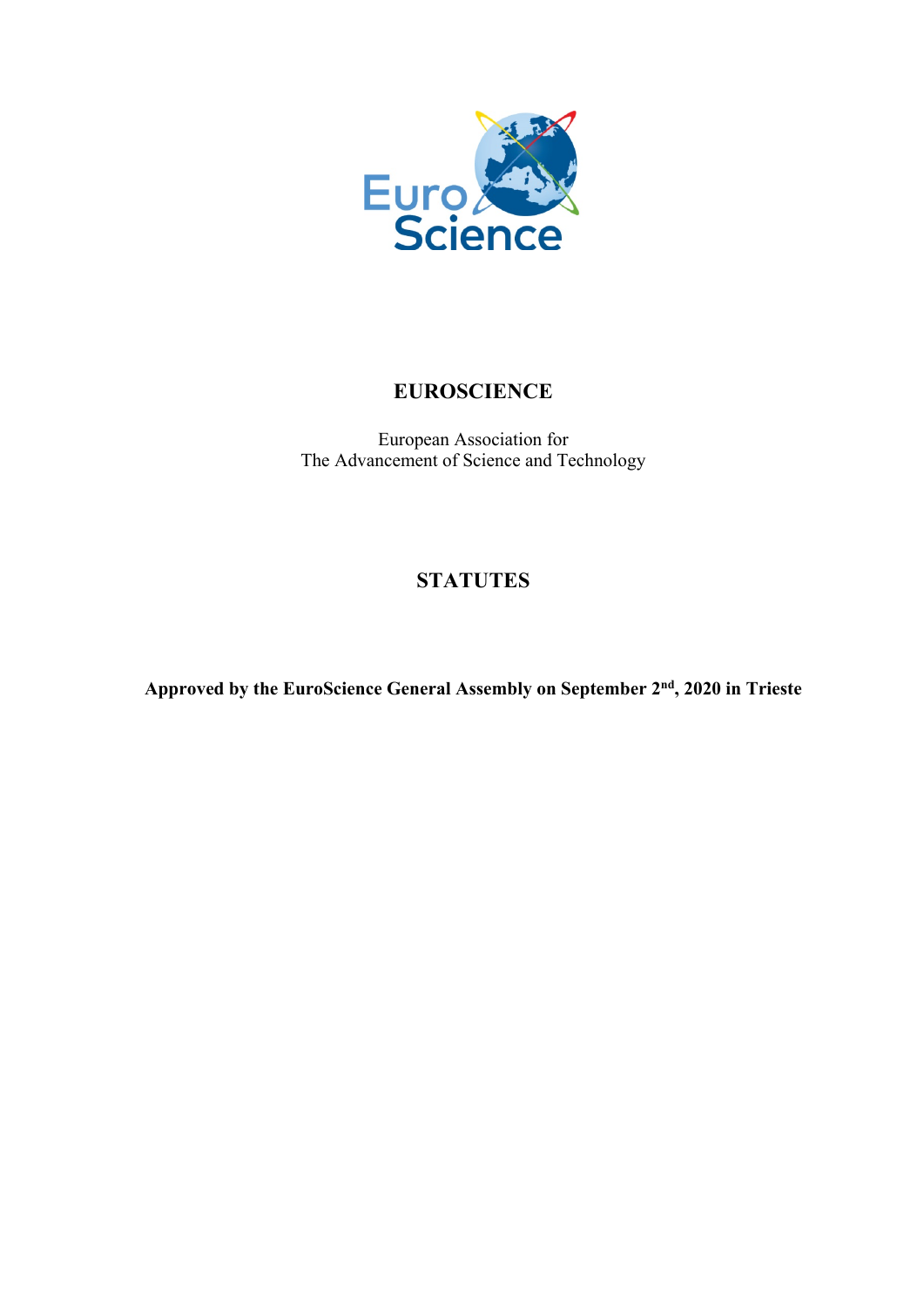Euro Science

# EUROSCIENCE

European Association for
The Advancement of Science and Technology

# STATUTES

**Approved by the EuroScience General Assembly on September 2nd, 2020 in Trieste**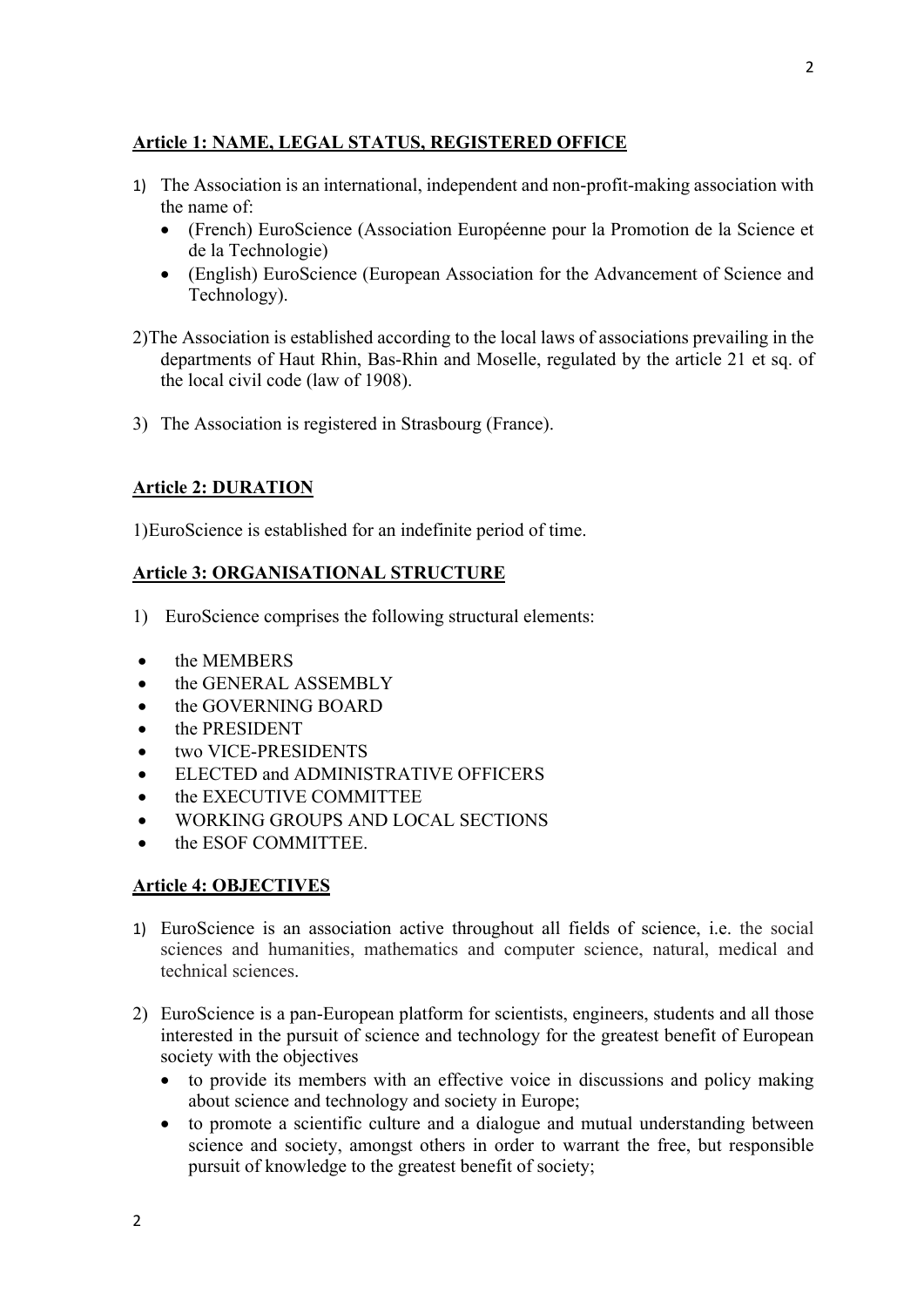**Article 1: NAME, LEGAL STATUS, REGISTERED OFFICE**

1) The Association is an international, independent and non-profit-making association with the name of:
   - (French) EuroScience (Association Européenne pour la Promotion de la Science et de la Technologie)
   - (English) EuroScience (European Association for the Advancement of Science and Technology).

2) The Association is established according to the local laws of associations prevailing in the departments of Haut Rhin, Bas-Rhin and Moselle, regulated by the article 21 et sq. of the local civil code (law of 1908).

3) The Association is registered in Strasbourg (France).

**Article 2: DURATION**

1) EuroScience is established for an indefinite period of time.

**Article 3: ORGANISATIONAL STRUCTURE**

1) EuroScience comprises the following structural elements:

- the MEMBERS
- the GENERAL ASSEMBLY
- the GOVERNING BOARD
- the PRESIDENT
- two VICE-PRESIDENTS
- ELECTED and ADMINISTRATIVE OFFICERS
- the EXECUTIVE COMMITTEE
- WORKING GROUPS AND LOCAL SECTIONS
- the ESOF COMMITTEE.

**Article 4: OBJECTIVES**

1) EuroScience is an association active throughout all fields of science, i.e. the social sciences and humanities, mathematics and computer science, natural, medical and technical sciences.

2) EuroScience is a pan-European platform for scientists, engineers, students and all those interested in the pursuit of science and technology for the greatest benefit of European society with the objectives
   - to provide its members with an effective voice in discussions and policy making about science and technology and society in Europe;
   - to promote a scientific culture and a dialogue and mutual understanding between science and society, amongst others in order to warrant the free, but responsible pursuit of knowledge to the greatest benefit of society;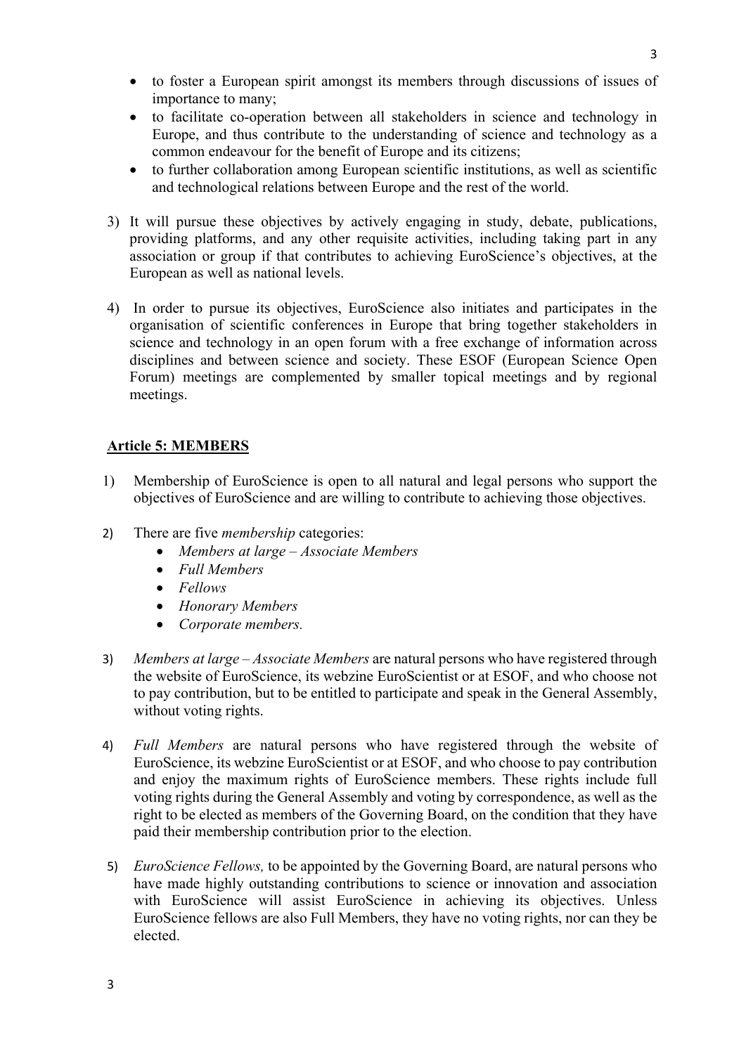- to foster a European spirit amongst its members through discussions of issues of importance to many;
- to facilitate co-operation between all stakeholders in science and technology in Europe, and thus contribute to the understanding of science and technology as a common endeavour for the benefit of Europe and its citizens;
- to further collaboration among European scientific institutions, as well as scientific and technological relations between Europe and the rest of the world.

3) It will pursue these objectives by actively engaging in study, debate, publications, providing platforms, and any other requisite activities, including taking part in any association or group if that contributes to achieving EuroScience's objectives, at the European as well as national levels.

4) In order to pursue its objectives, EuroScience also initiates and participates in the organisation of scientific conferences in Europe that bring together stakeholders in science and technology in an open forum with a free exchange of information across disciplines and between science and society. These ESOF (European Science Open Forum) meetings are complemented by smaller topical meetings and by regional meetings.

## Article 5: MEMBERS

1) Membership of EuroScience is open to all natural and legal persons who support the objectives of EuroScience and are willing to contribute to achieving those objectives.

2) There are five *membership* categories:
   - *Members at large – Associate Members*
   - *Full Members*
   - *Fellows*
   - *Honorary Members*
   - *Corporate members.*

3) *Members at large – Associate Members* are natural persons who have registered through the website of EuroScience, its webzine EuroScientist or at ESOF, and who choose not to pay contribution, but to be entitled to participate and speak in the General Assembly, without voting rights.

4) *Full Members* are natural persons who have registered through the website of EuroScience, its webzine EuroScientist or at ESOF, and who choose to pay contribution and enjoy the maximum rights of EuroScience members. These rights include full voting rights during the General Assembly and voting by correspondence, as well as the right to be elected as members of the Governing Board, on the condition that they have paid their membership contribution prior to the election.

5) *EuroScience Fellows,* to be appointed by the Governing Board, are natural persons who have made highly outstanding contributions to science or innovation and association with EuroScience will assist EuroScience in achieving its objectives. Unless EuroScience fellows are also Full Members, they have no voting rights, nor can they be elected.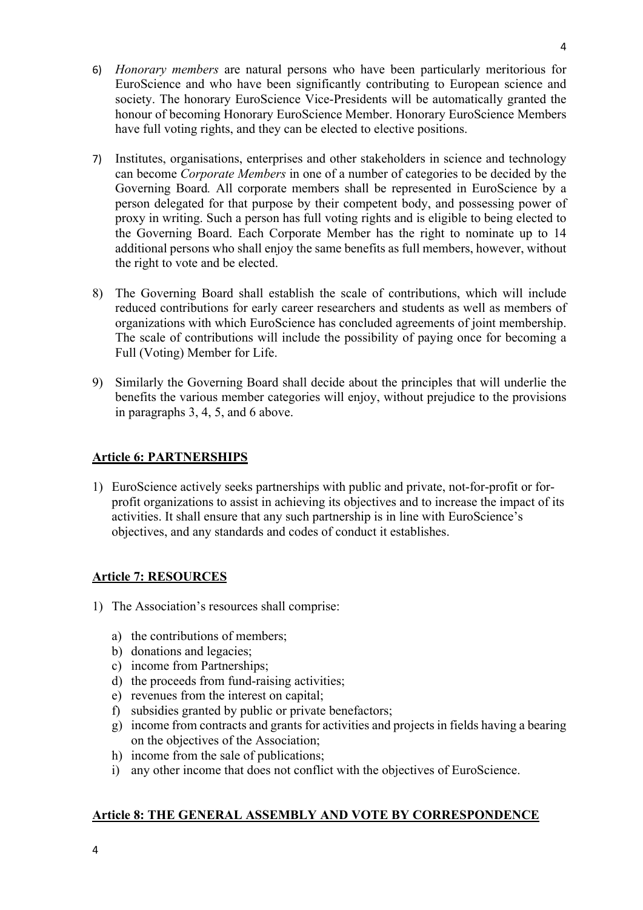6) *Honorary members* are natural persons who have been particularly meritorious for EuroScience and who have been significantly contributing to European science and society. The honorary EuroScience Vice-Presidents will be automatically granted the honour of becoming Honorary EuroScience Member. Honorary EuroScience Members have full voting rights, and they can be elected to elective positions.

7) Institutes, organisations, enterprises and other stakeholders in science and technology can become *Corporate Members* in one of a number of categories to be decided by the Governing Board*.* All corporate members shall be represented in EuroScience by a person delegated for that purpose by their competent body, and possessing power of proxy in writing. Such a person has full voting rights and is eligible to being elected to the Governing Board. Each Corporate Member has the right to nominate up to 14 additional persons who shall enjoy the same benefits as full members, however, without the right to vote and be elected.

8) The Governing Board shall establish the scale of contributions, which will include reduced contributions for early career researchers and students as well as members of organizations with which EuroScience has concluded agreements of joint membership. The scale of contributions will include the possibility of paying once for becoming a Full (Voting) Member for Life.

9) Similarly the Governing Board shall decide about the principles that will underlie the benefits the various member categories will enjoy, without prejudice to the provisions in paragraphs 3, 4, 5, and 6 above.

## Article 6: PARTNERSHIPS

1) EuroScience actively seeks partnerships with public and private, not-for-profit or for-profit organizations to assist in achieving its objectives and to increase the impact of its activities. It shall ensure that any such partnership is in line with EuroScience's objectives, and any standards and codes of conduct it establishes.

## Article 7: RESOURCES

1) The Association's resources shall comprise:

   a) the contributions of members;
   b) donations and legacies;
   c) income from Partnerships;
   d) the proceeds from fund-raising activities;
   e) revenues from the interest on capital;
   f) subsidies granted by public or private benefactors;
   g) income from contracts and grants for activities and projects in fields having a bearing on the objectives of the Association;
   h) income from the sale of publications;
   i) any other income that does not conflict with the objectives of EuroScience.

## Article 8: THE GENERAL ASSEMBLY AND VOTE BY CORRESPONDENCE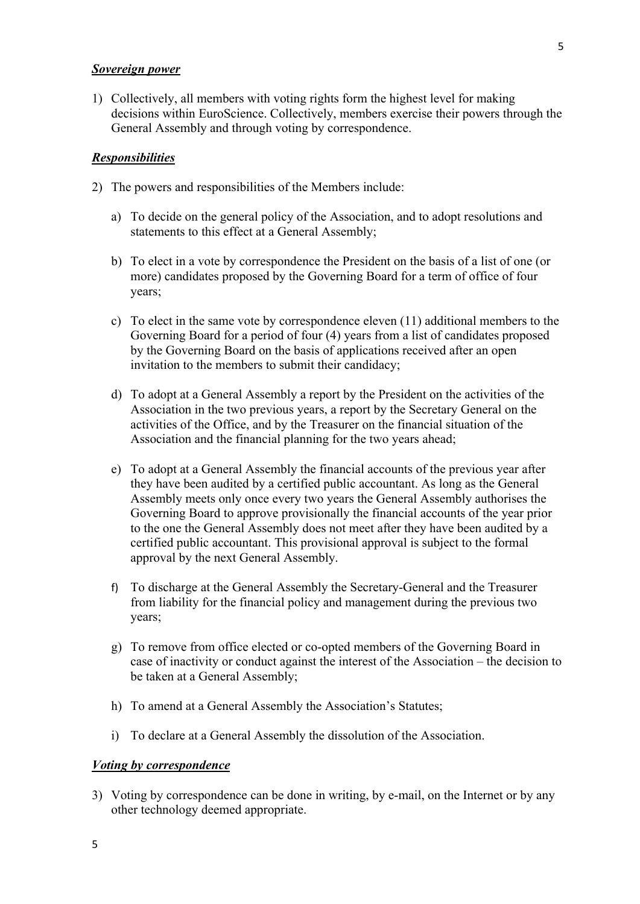***Sovereign power***

1) Collectively, all members with voting rights form the highest level for making decisions within EuroScience. Collectively, members exercise their powers through the General Assembly and through voting by correspondence.

***Responsibilities***

2) The powers and responsibilities of the Members include:

   a) To decide on the general policy of the Association, and to adopt resolutions and statements to this effect at a General Assembly;

   b) To elect in a vote by correspondence the President on the basis of a list of one (or more) candidates proposed by the Governing Board for a term of office of four years;

   c) To elect in the same vote by correspondence eleven (11) additional members to the Governing Board for a period of four (4) years from a list of candidates proposed by the Governing Board on the basis of applications received after an open invitation to the members to submit their candidacy;

   d) To adopt at a General Assembly a report by the President on the activities of the Association in the two previous years, a report by the Secretary General on the activities of the Office, and by the Treasurer on the financial situation of the Association and the financial planning for the two years ahead;

   e) To adopt at a General Assembly the financial accounts of the previous year after they have been audited by a certified public accountant. As long as the General Assembly meets only once every two years the General Assembly authorises the Governing Board to approve provisionally the financial accounts of the year prior to the one the General Assembly does not meet after they have been audited by a certified public accountant. This provisional approval is subject to the formal approval by the next General Assembly.

   f) To discharge at the General Assembly the Secretary-General and the Treasurer from liability for the financial policy and management during the previous two years;

   g) To remove from office elected or co-opted members of the Governing Board in case of inactivity or conduct against the interest of the Association – the decision to be taken at a General Assembly;

   h) To amend at a General Assembly the Association's Statutes;

   i) To declare at a General Assembly the dissolution of the Association.

***Voting by correspondence***

3) Voting by correspondence can be done in writing, by e-mail, on the Internet or by any other technology deemed appropriate.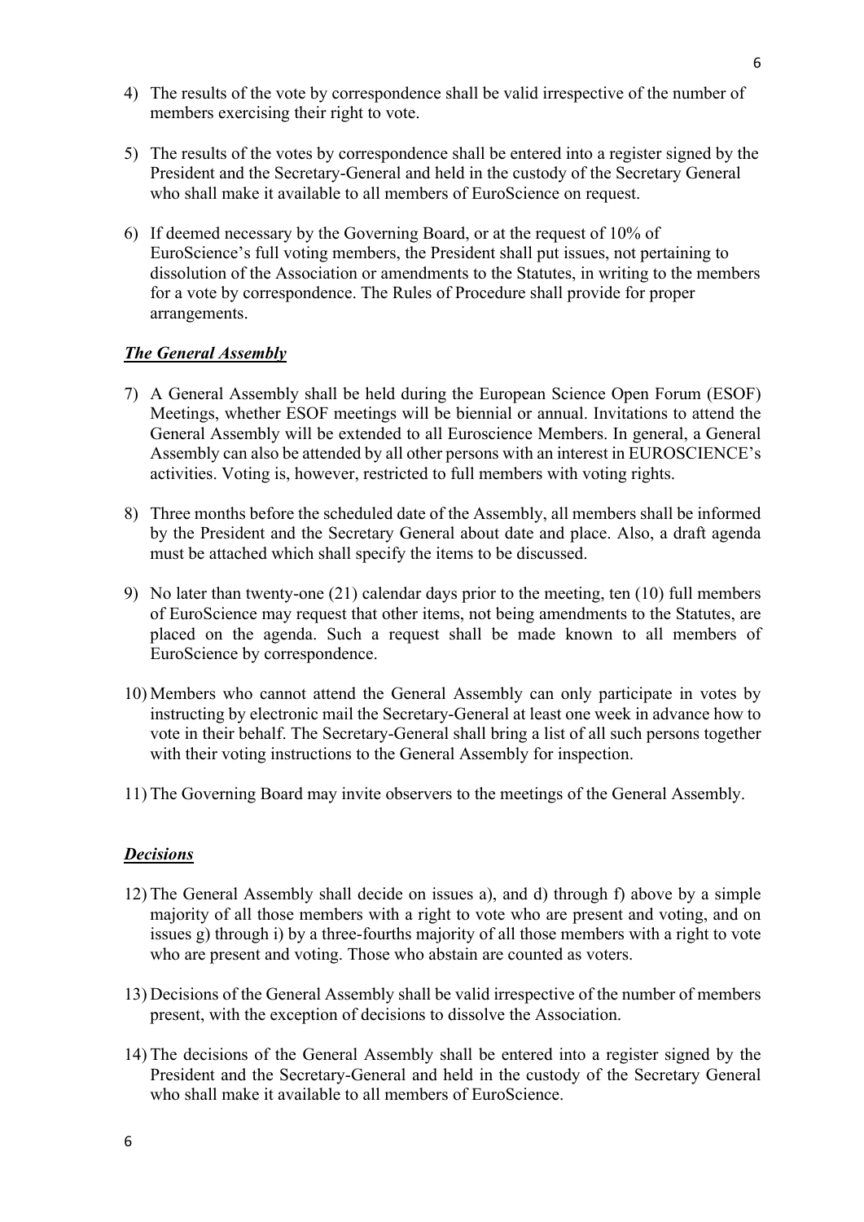4) The results of the vote by correspondence shall be valid irrespective of the number of members exercising their right to vote.

5) The results of the votes by correspondence shall be entered into a register signed by the President and the Secretary-General and held in the custody of the Secretary General who shall make it available to all members of EuroScience on request.

6) If deemed necessary by the Governing Board, or at the request of 10% of EuroScience's full voting members, the President shall put issues, not pertaining to dissolution of the Association or amendments to the Statutes, in writing to the members for a vote by correspondence. The Rules of Procedure shall provide for proper arrangements.

***The General Assembly***

7) A General Assembly shall be held during the European Science Open Forum (ESOF) Meetings, whether ESOF meetings will be biennial or annual. Invitations to attend the General Assembly will be extended to all Euroscience Members. In general, a General Assembly can also be attended by all other persons with an interest in EUROSCIENCE's activities. Voting is, however, restricted to full members with voting rights.

8) Three months before the scheduled date of the Assembly, all members shall be informed by the President and the Secretary General about date and place. Also, a draft agenda must be attached which shall specify the items to be discussed.

9) No later than twenty-one (21) calendar days prior to the meeting, ten (10) full members of EuroScience may request that other items, not being amendments to the Statutes, are placed on the agenda. Such a request shall be made known to all members of EuroScience by correspondence.

10) Members who cannot attend the General Assembly can only participate in votes by instructing by electronic mail the Secretary-General at least one week in advance how to vote in their behalf. The Secretary-General shall bring a list of all such persons together with their voting instructions to the General Assembly for inspection.

11) The Governing Board may invite observers to the meetings of the General Assembly.

***Decisions***

12) The General Assembly shall decide on issues a), and d) through f) above by a simple majority of all those members with a right to vote who are present and voting, and on issues g) through i) by a three-fourths majority of all those members with a right to vote who are present and voting. Those who abstain are counted as voters.

13) Decisions of the General Assembly shall be valid irrespective of the number of members present, with the exception of decisions to dissolve the Association.

14) The decisions of the General Assembly shall be entered into a register signed by the President and the Secretary-General and held in the custody of the Secretary General who shall make it available to all members of EuroScience.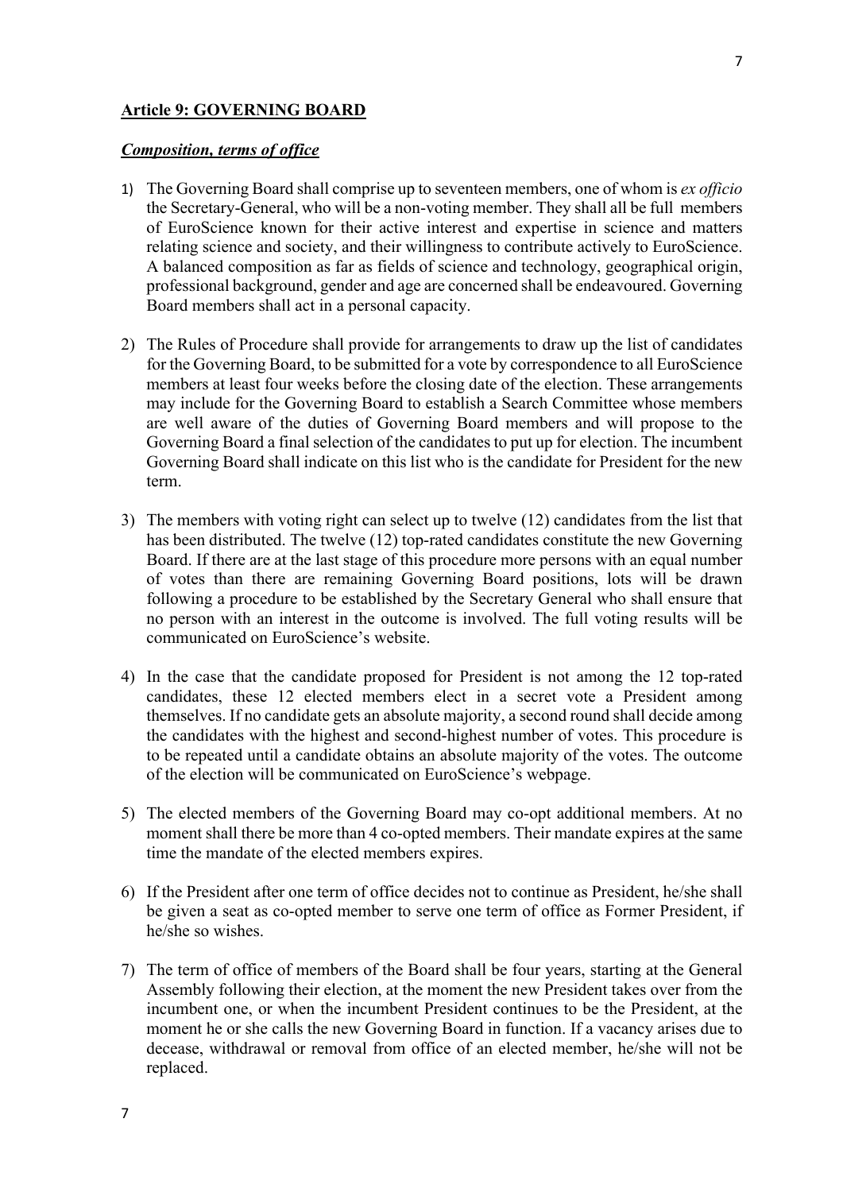**Article 9: GOVERNING BOARD**

***Composition, terms of office***

1) The Governing Board shall comprise up to seventeen members, one of whom is *ex officio* the Secretary-General, who will be a non-voting member. They shall all be full members of EuroScience known for their active interest and expertise in science and matters relating science and society, and their willingness to contribute actively to EuroScience. A balanced composition as far as fields of science and technology, geographical origin, professional background, gender and age are concerned shall be endeavoured. Governing Board members shall act in a personal capacity.

2) The Rules of Procedure shall provide for arrangements to draw up the list of candidates for the Governing Board, to be submitted for a vote by correspondence to all EuroScience members at least four weeks before the closing date of the election. These arrangements may include for the Governing Board to establish a Search Committee whose members are well aware of the duties of Governing Board members and will propose to the Governing Board a final selection of the candidates to put up for election. The incumbent Governing Board shall indicate on this list who is the candidate for President for the new term.

3) The members with voting right can select up to twelve (12) candidates from the list that has been distributed. The twelve (12) top-rated candidates constitute the new Governing Board. If there are at the last stage of this procedure more persons with an equal number of votes than there are remaining Governing Board positions, lots will be drawn following a procedure to be established by the Secretary General who shall ensure that no person with an interest in the outcome is involved. The full voting results will be communicated on EuroScience's website.

4) In the case that the candidate proposed for President is not among the 12 top-rated candidates, these 12 elected members elect in a secret vote a President among themselves. If no candidate gets an absolute majority, a second round shall decide among the candidates with the highest and second-highest number of votes. This procedure is to be repeated until a candidate obtains an absolute majority of the votes. The outcome of the election will be communicated on EuroScience's webpage.

5) The elected members of the Governing Board may co-opt additional members. At no moment shall there be more than 4 co-opted members. Their mandate expires at the same time the mandate of the elected members expires.

6) If the President after one term of office decides not to continue as President, he/she shall be given a seat as co-opted member to serve one term of office as Former President, if he/she so wishes.

7) The term of office of members of the Board shall be four years, starting at the General Assembly following their election, at the moment the new President takes over from the incumbent one, or when the incumbent President continues to be the President, at the moment he or she calls the new Governing Board in function. If a vacancy arises due to decease, withdrawal or removal from office of an elected member, he/she will not be replaced.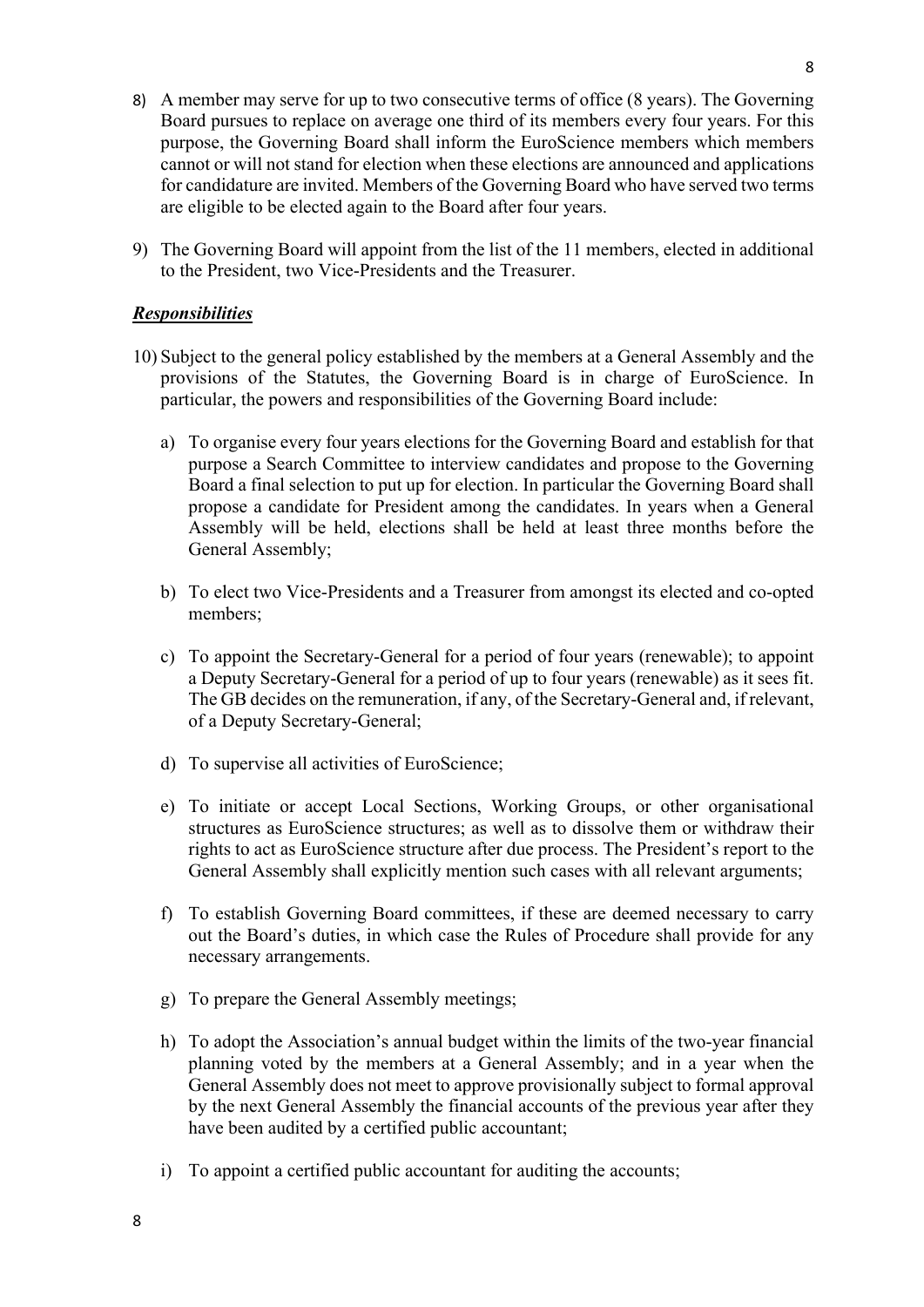8) A member may serve for up to two consecutive terms of office (8 years). The Governing Board pursues to replace on average one third of its members every four years. For this purpose, the Governing Board shall inform the EuroScience members which members cannot or will not stand for election when these elections are announced and applications for candidature are invited. Members of the Governing Board who have served two terms are eligible to be elected again to the Board after four years.

9) The Governing Board will appoint from the list of the 11 members, elected in additional to the President, two Vice-Presidents and the Treasurer.

***Responsibilities***

10) Subject to the general policy established by the members at a General Assembly and the provisions of the Statutes, the Governing Board is in charge of EuroScience. In particular, the powers and responsibilities of the Governing Board include:

    a) To organise every four years elections for the Governing Board and establish for that purpose a Search Committee to interview candidates and propose to the Governing Board a final selection to put up for election. In particular the Governing Board shall propose a candidate for President among the candidates. In years when a General Assembly will be held, elections shall be held at least three months before the General Assembly;

    b) To elect two Vice-Presidents and a Treasurer from amongst its elected and co-opted members;

    c) To appoint the Secretary-General for a period of four years (renewable); to appoint a Deputy Secretary-General for a period of up to four years (renewable) as it sees fit. The GB decides on the remuneration, if any, of the Secretary-General and, if relevant, of a Deputy Secretary-General;

    d) To supervise all activities of EuroScience;

    e) To initiate or accept Local Sections, Working Groups, or other organisational structures as EuroScience structures; as well as to dissolve them or withdraw their rights to act as EuroScience structure after due process. The President's report to the General Assembly shall explicitly mention such cases with all relevant arguments;

    f) To establish Governing Board committees, if these are deemed necessary to carry out the Board's duties, in which case the Rules of Procedure shall provide for any necessary arrangements.

    g) To prepare the General Assembly meetings;

    h) To adopt the Association's annual budget within the limits of the two-year financial planning voted by the members at a General Assembly; and in a year when the General Assembly does not meet to approve provisionally subject to formal approval by the next General Assembly the financial accounts of the previous year after they have been audited by a certified public accountant;

    i) To appoint a certified public accountant for auditing the accounts;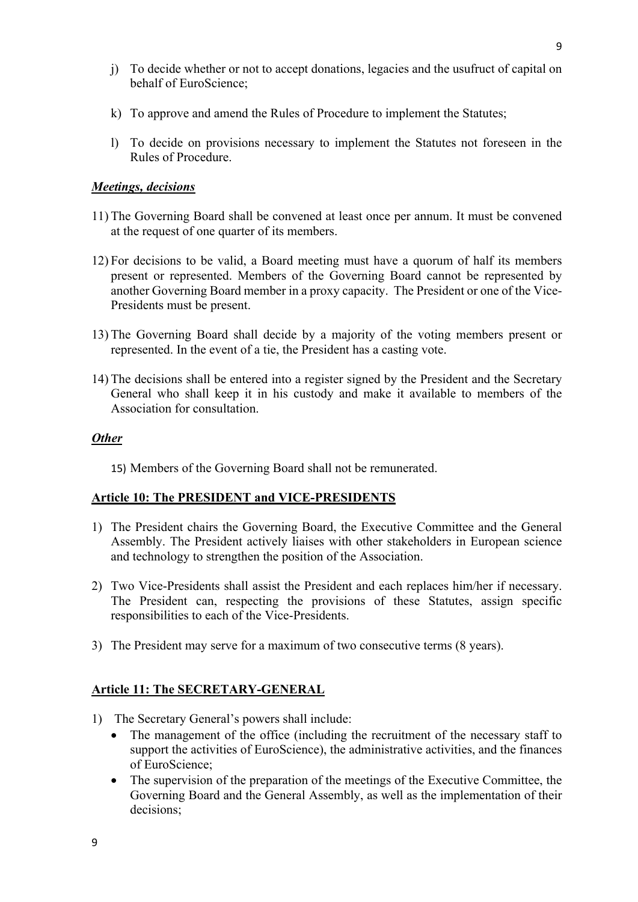j) To decide whether or not to accept donations, legacies and the usufruct of capital on behalf of EuroScience;

k) To approve and amend the Rules of Procedure to implement the Statutes;

l) To decide on provisions necessary to implement the Statutes not foreseen in the Rules of Procedure.

***Meetings, decisions***

11) The Governing Board shall be convened at least once per annum. It must be convened at the request of one quarter of its members.

12) For decisions to be valid, a Board meeting must have a quorum of half its members present or represented. Members of the Governing Board cannot be represented by another Governing Board member in a proxy capacity. The President or one of the Vice-Presidents must be present.

13) The Governing Board shall decide by a majority of the voting members present or represented. In the event of a tie, the President has a casting vote.

14) The decisions shall be entered into a register signed by the President and the Secretary General who shall keep it in his custody and make it available to members of the Association for consultation.

***Other***

15) Members of the Governing Board shall not be remunerated.

**Article 10: The PRESIDENT and VICE-PRESIDENTS**

1) The President chairs the Governing Board, the Executive Committee and the General Assembly. The President actively liaises with other stakeholders in European science and technology to strengthen the position of the Association.

2) Two Vice-Presidents shall assist the President and each replaces him/her if necessary. The President can, respecting the provisions of these Statutes, assign specific responsibilities to each of the Vice-Presidents.

3) The President may serve for a maximum of two consecutive terms (8 years).

**Article 11: The SECRETARY-GENERAL**

1) The Secretary General's powers shall include:
   - The management of the office (including the recruitment of the necessary staff to support the activities of EuroScience), the administrative activities, and the finances of EuroScience;
   - The supervision of the preparation of the meetings of the Executive Committee, the Governing Board and the General Assembly, as well as the implementation of their decisions;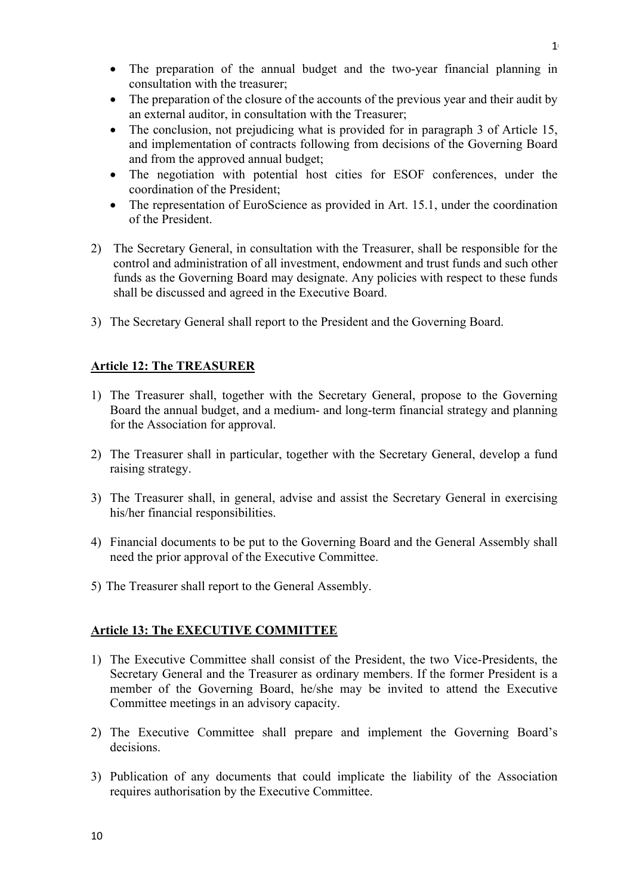- The preparation of the annual budget and the two-year financial planning in consultation with the treasurer;
- The preparation of the closure of the accounts of the previous year and their audit by an external auditor, in consultation with the Treasurer;
- The conclusion, not prejudicing what is provided for in paragraph 3 of Article 15, and implementation of contracts following from decisions of the Governing Board and from the approved annual budget;
- The negotiation with potential host cities for ESOF conferences, under the coordination of the President;
- The representation of EuroScience as provided in Art. 15.1, under the coordination of the President.

2) The Secretary General, in consultation with the Treasurer, shall be responsible for the control and administration of all investment, endowment and trust funds and such other funds as the Governing Board may designate. Any policies with respect to these funds shall be discussed and agreed in the Executive Board.

3) The Secretary General shall report to the President and the Governing Board.

## Article 12: The TREASURER

1) The Treasurer shall, together with the Secretary General, propose to the Governing Board the annual budget, and a medium- and long-term financial strategy and planning for the Association for approval.

2) The Treasurer shall in particular, together with the Secretary General, develop a fund raising strategy.

3) The Treasurer shall, in general, advise and assist the Secretary General in exercising his/her financial responsibilities.

4) Financial documents to be put to the Governing Board and the General Assembly shall need the prior approval of the Executive Committee.

5) The Treasurer shall report to the General Assembly.

## Article 13: The EXECUTIVE COMMITTEE

1) The Executive Committee shall consist of the President, the two Vice-Presidents, the Secretary General and the Treasurer as ordinary members. If the former President is a member of the Governing Board, he/she may be invited to attend the Executive Committee meetings in an advisory capacity.

2) The Executive Committee shall prepare and implement the Governing Board's decisions.

3) Publication of any documents that could implicate the liability of the Association requires authorisation by the Executive Committee.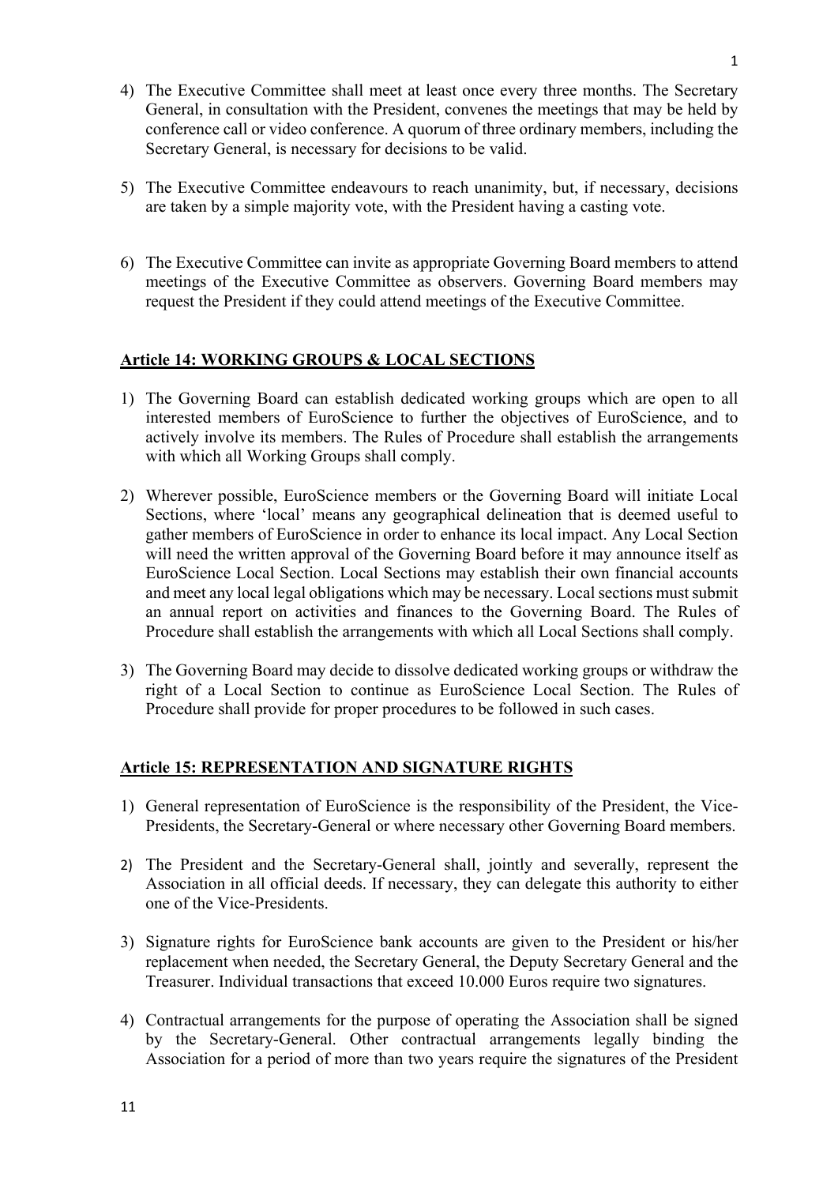4) The Executive Committee shall meet at least once every three months. The Secretary General, in consultation with the President, convenes the meetings that may be held by conference call or video conference. A quorum of three ordinary members, including the Secretary General, is necessary for decisions to be valid.

5) The Executive Committee endeavours to reach unanimity, but, if necessary, decisions are taken by a simple majority vote, with the President having a casting vote.

6) The Executive Committee can invite as appropriate Governing Board members to attend meetings of the Executive Committee as observers. Governing Board members may request the President if they could attend meetings of the Executive Committee.

## Article 14: WORKING GROUPS & LOCAL SECTIONS

1) The Governing Board can establish dedicated working groups which are open to all interested members of EuroScience to further the objectives of EuroScience, and to actively involve its members. The Rules of Procedure shall establish the arrangements with which all Working Groups shall comply.

2) Wherever possible, EuroScience members or the Governing Board will initiate Local Sections, where 'local' means any geographical delineation that is deemed useful to gather members of EuroScience in order to enhance its local impact. Any Local Section will need the written approval of the Governing Board before it may announce itself as EuroScience Local Section. Local Sections may establish their own financial accounts and meet any local legal obligations which may be necessary. Local sections must submit an annual report on activities and finances to the Governing Board. The Rules of Procedure shall establish the arrangements with which all Local Sections shall comply.

3) The Governing Board may decide to dissolve dedicated working groups or withdraw the right of a Local Section to continue as EuroScience Local Section. The Rules of Procedure shall provide for proper procedures to be followed in such cases.

## Article 15: REPRESENTATION AND SIGNATURE RIGHTS

1) General representation of EuroScience is the responsibility of the President, the Vice-Presidents, the Secretary-General or where necessary other Governing Board members.

2) The President and the Secretary-General shall, jointly and severally, represent the Association in all official deeds. If necessary, they can delegate this authority to either one of the Vice-Presidents.

3) Signature rights for EuroScience bank accounts are given to the President or his/her replacement when needed, the Secretary General, the Deputy Secretary General and the Treasurer. Individual transactions that exceed 10.000 Euros require two signatures.

4) Contractual arrangements for the purpose of operating the Association shall be signed by the Secretary-General. Other contractual arrangements legally binding the Association for a period of more than two years require the signatures of the President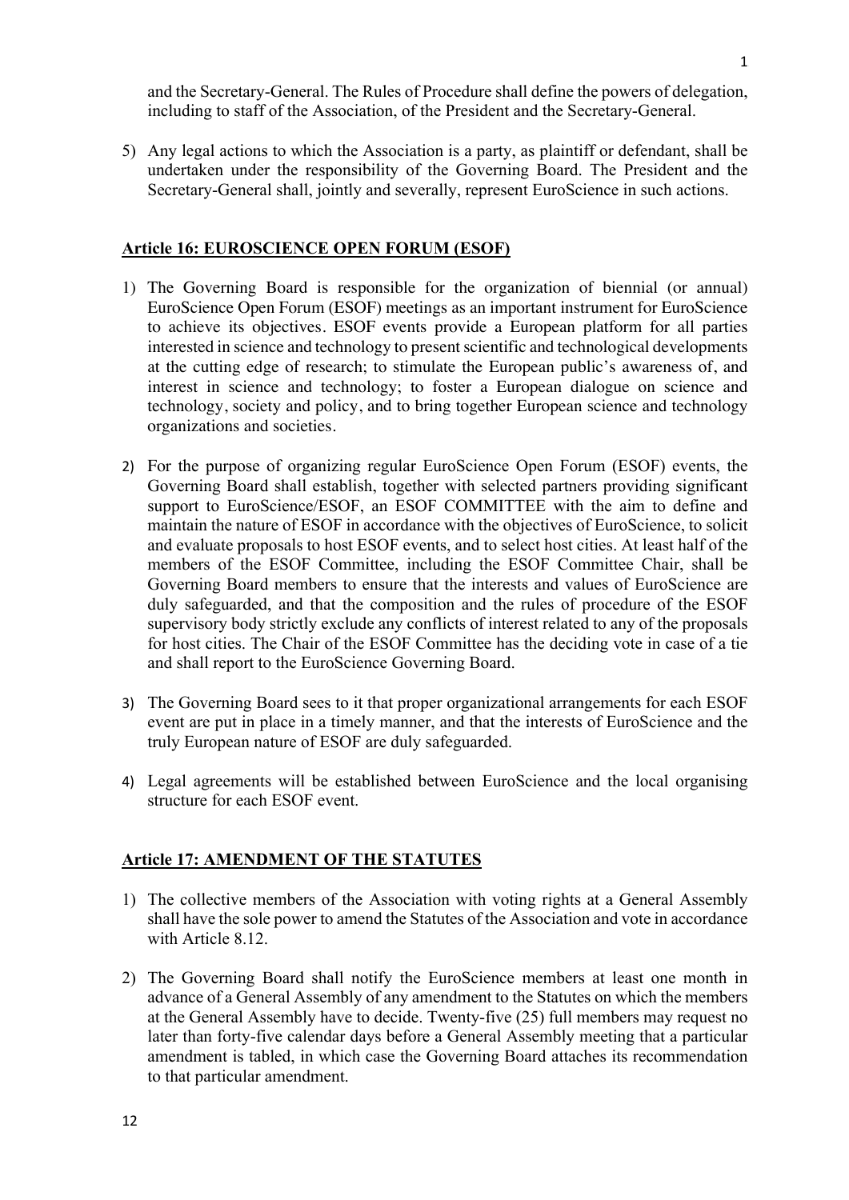and the Secretary-General. The Rules of Procedure shall define the powers of delegation, including to staff of the Association, of the President and the Secretary-General.

5) Any legal actions to which the Association is a party, as plaintiff or defendant, shall be undertaken under the responsibility of the Governing Board. The President and the Secretary-General shall, jointly and severally, represent EuroScience in such actions.

## Article 16: EUROSCIENCE OPEN FORUM (ESOF)

1) The Governing Board is responsible for the organization of biennial (or annual) EuroScience Open Forum (ESOF) meetings as an important instrument for EuroScience to achieve its objectives. ESOF events provide a European platform for all parties interested in science and technology to present scientific and technological developments at the cutting edge of research; to stimulate the European public's awareness of, and interest in science and technology; to foster a European dialogue on science and technology, society and policy, and to bring together European science and technology organizations and societies.

2) For the purpose of organizing regular EuroScience Open Forum (ESOF) events, the Governing Board shall establish, together with selected partners providing significant support to EuroScience/ESOF, an ESOF COMMITTEE with the aim to define and maintain the nature of ESOF in accordance with the objectives of EuroScience, to solicit and evaluate proposals to host ESOF events, and to select host cities. At least half of the members of the ESOF Committee, including the ESOF Committee Chair, shall be Governing Board members to ensure that the interests and values of EuroScience are duly safeguarded, and that the composition and the rules of procedure of the ESOF supervisory body strictly exclude any conflicts of interest related to any of the proposals for host cities. The Chair of the ESOF Committee has the deciding vote in case of a tie and shall report to the EuroScience Governing Board.

3) The Governing Board sees to it that proper organizational arrangements for each ESOF event are put in place in a timely manner, and that the interests of EuroScience and the truly European nature of ESOF are duly safeguarded.

4) Legal agreements will be established between EuroScience and the local organising structure for each ESOF event.

## Article 17: AMENDMENT OF THE STATUTES

1) The collective members of the Association with voting rights at a General Assembly shall have the sole power to amend the Statutes of the Association and vote in accordance with Article 8.12.

2) The Governing Board shall notify the EuroScience members at least one month in advance of a General Assembly of any amendment to the Statutes on which the members at the General Assembly have to decide. Twenty-five (25) full members may request no later than forty-five calendar days before a General Assembly meeting that a particular amendment is tabled, in which case the Governing Board attaches its recommendation to that particular amendment.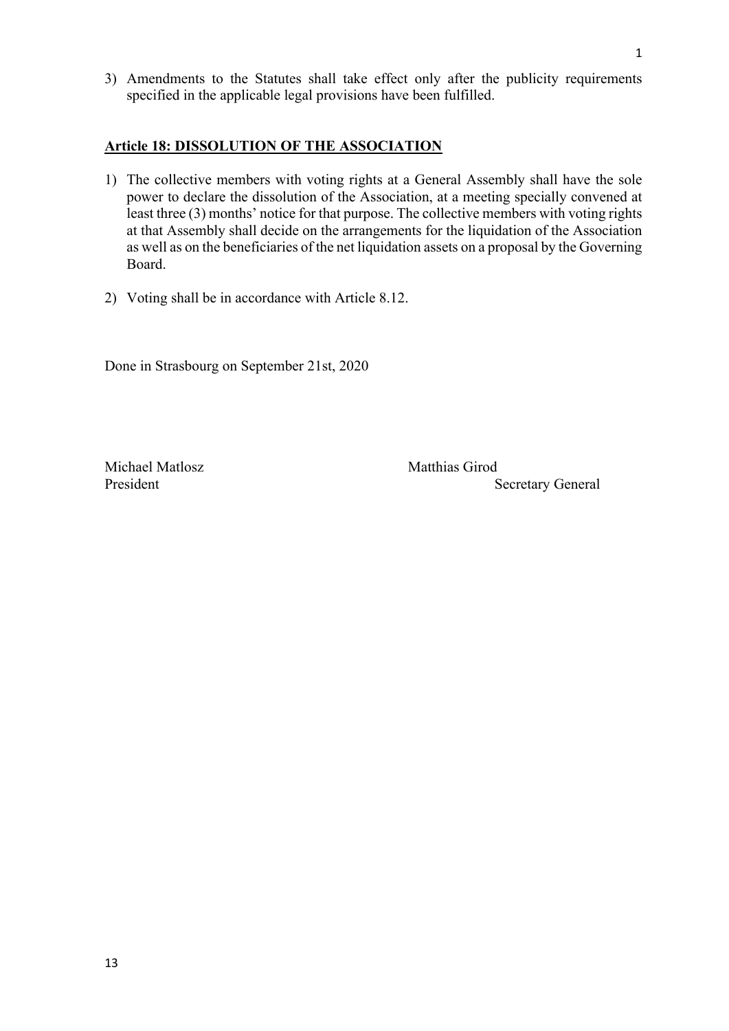3) Amendments to the Statutes shall take effect only after the publicity requirements specified in the applicable legal provisions have been fulfilled.

## Article 18: DISSOLUTION OF THE ASSOCIATION

1) The collective members with voting rights at a General Assembly shall have the sole power to declare the dissolution of the Association, at a meeting specially convened at least three (3) months' notice for that purpose. The collective members with voting rights at that Assembly shall decide on the arrangements for the liquidation of the Association as well as on the beneficiaries of the net liquidation assets on a proposal by the Governing Board.

2) Voting shall be in accordance with Article 8.12.

Done in Strasbourg on September 21st, 2020

Michael Matlosz
President

Matthias Girod
Secretary General